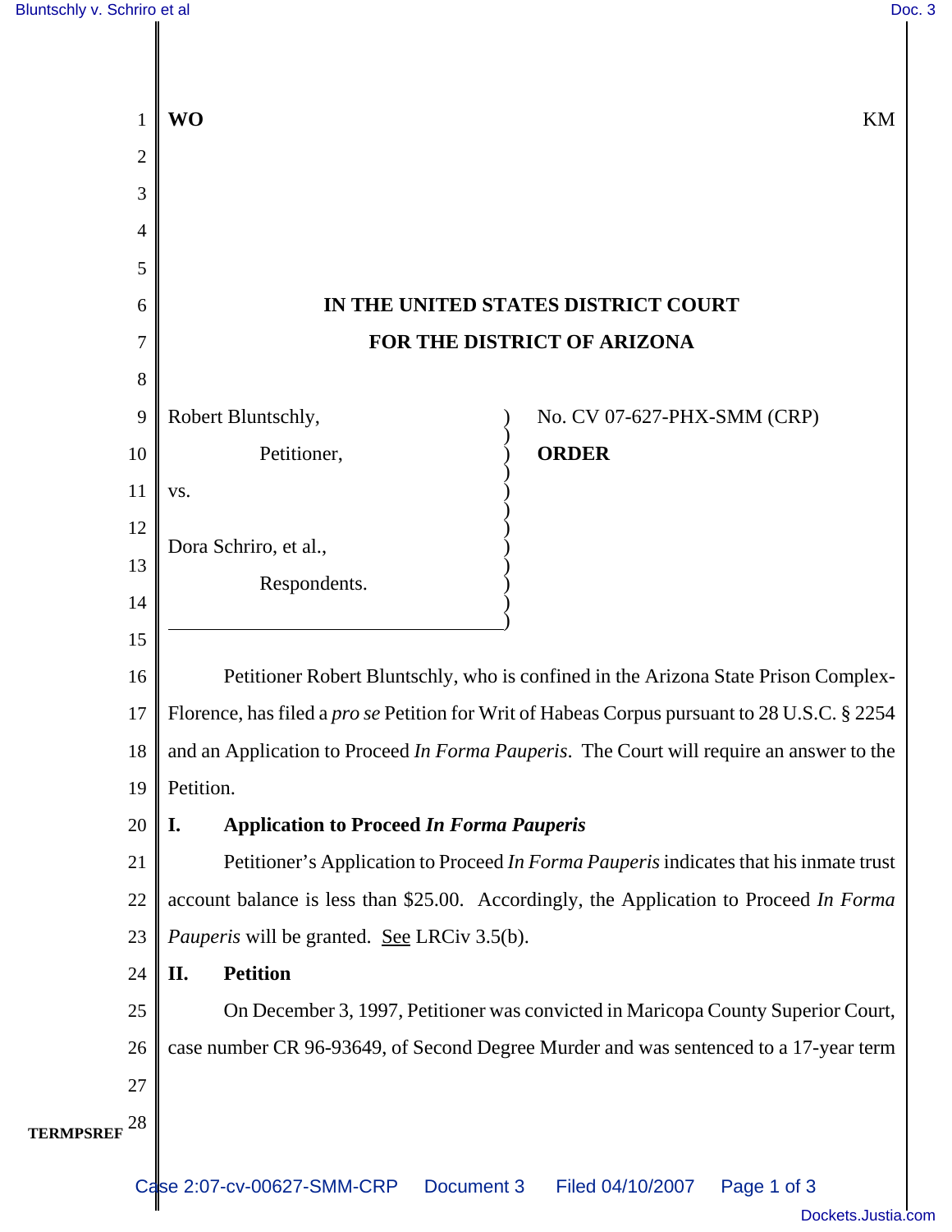**WO** KM

# IN THE UNITED STATES DISTRICT COURT
# FOR THE DISTRICT OF ARIZONA

Robert Bluntschly,

Petitioner,

vs.

Dora Schriro, et al.,

Respondents.

No. CV 07-627-PHX-SMM (CRP)

**ORDER**

Petitioner Robert Bluntschly, who is confined in the Arizona State Prison Complex-Florence, has filed a *pro se* Petition for Writ of Habeas Corpus pursuant to 28 U.S.C. § 2254 and an Application to Proceed *In Forma Pauperis*. The Court will require an answer to the Petition.

## I. Application to Proceed *In Forma Pauperis*

Petitioner's Application to Proceed *In Forma Pauperis* indicates that his inmate trust account balance is less than $25.00. Accordingly, the Application to Proceed *In Forma Pauperis* will be granted. See LRCiv 3.5(b).

## II. Petition

On December 3, 1997, Petitioner was convicted in Maricopa County Superior Court, case number CR 96-93649, of Second Degree Murder and was sentenced to a 17-year term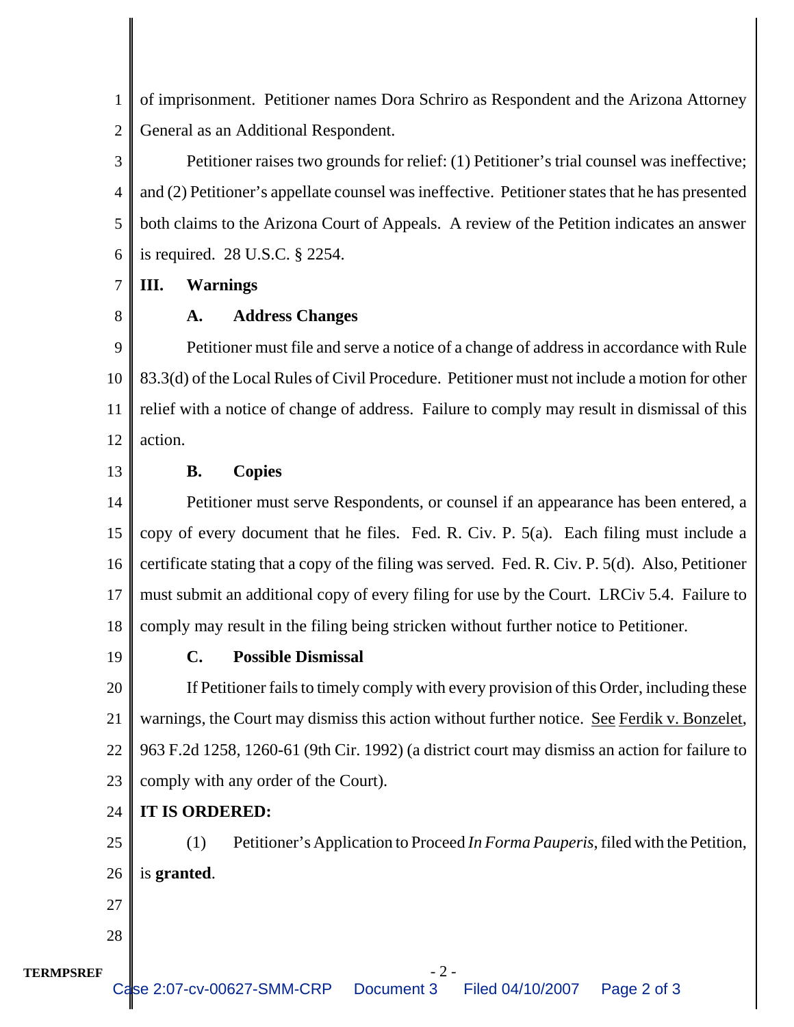of imprisonment. Petitioner names Dora Schriro as Respondent and the Arizona Attorney General as an Additional Respondent.

Petitioner raises two grounds for relief: (1) Petitioner's trial counsel was ineffective; and (2) Petitioner's appellate counsel was ineffective. Petitioner states that he has presented both claims to the Arizona Court of Appeals. A review of the Petition indicates an answer is required. 28 U.S.C. § 2254.

## III. Warnings

### A. Address Changes

Petitioner must file and serve a notice of a change of address in accordance with Rule 83.3(d) of the Local Rules of Civil Procedure. Petitioner must not include a motion for other relief with a notice of change of address. Failure to comply may result in dismissal of this action.

### B. Copies

Petitioner must serve Respondents, or counsel if an appearance has been entered, a copy of every document that he files. Fed. R. Civ. P. 5(a). Each filing must include a certificate stating that a copy of the filing was served. Fed. R. Civ. P. 5(d). Also, Petitioner must submit an additional copy of every filing for use by the Court. LRCiv 5.4. Failure to comply may result in the filing being stricken without further notice to Petitioner.

### C. Possible Dismissal

If Petitioner fails to timely comply with every provision of this Order, including these warnings, the Court may dismiss this action without further notice. See Ferdik v. Bonzelet, 963 F.2d 1258, 1260-61 (9th Cir. 1992) (a district court may dismiss an action for failure to comply with any order of the Court).

**IT IS ORDERED:**

(1) Petitioner's Application to Proceed *In Forma Pauperis*, filed with the Petition, is **granted**.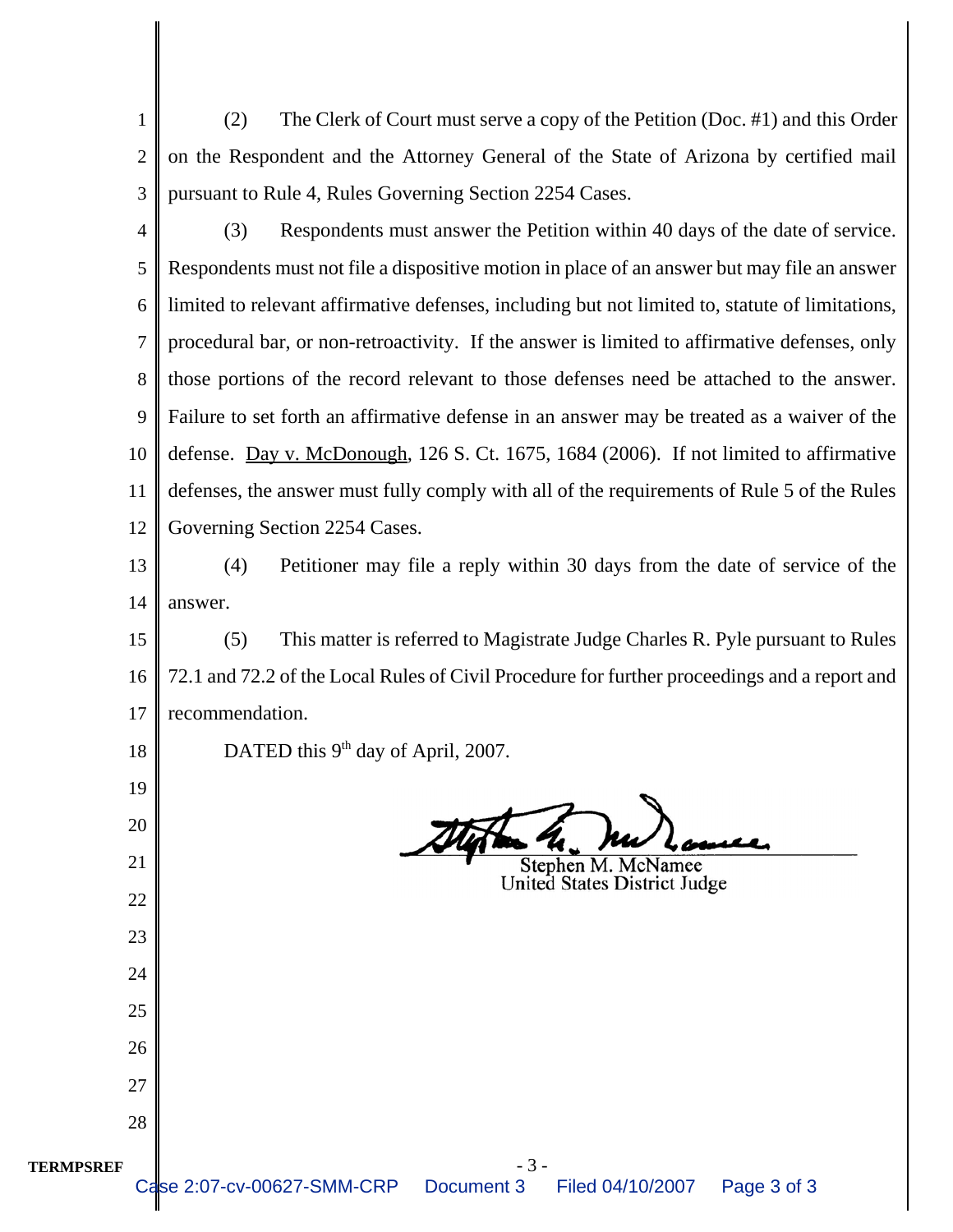(2) The Clerk of Court must serve a copy of the Petition (Doc. #1) and this Order on the Respondent and the Attorney General of the State of Arizona by certified mail pursuant to Rule 4, Rules Governing Section 2254 Cases.

(3) Respondents must answer the Petition within 40 days of the date of service. Respondents must not file a dispositive motion in place of an answer but may file an answer limited to relevant affirmative defenses, including but not limited to, statute of limitations, procedural bar, or non-retroactivity. If the answer is limited to affirmative defenses, only those portions of the record relevant to those defenses need be attached to the answer. Failure to set forth an affirmative defense in an answer may be treated as a waiver of the defense. Day v. McDonough, 126 S. Ct. 1675, 1684 (2006). If not limited to affirmative defenses, the answer must fully comply with all of the requirements of Rule 5 of the Rules Governing Section 2254 Cases.

(4) Petitioner may file a reply within 30 days from the date of service of the answer.

(5) This matter is referred to Magistrate Judge Charles R. Pyle pursuant to Rules 72.1 and 72.2 of the Local Rules of Civil Procedure for further proceedings and a report and recommendation.

DATED this 9th day of April, 2007.

Stephen M. McNamee
United States District Judge

TERMPSREF